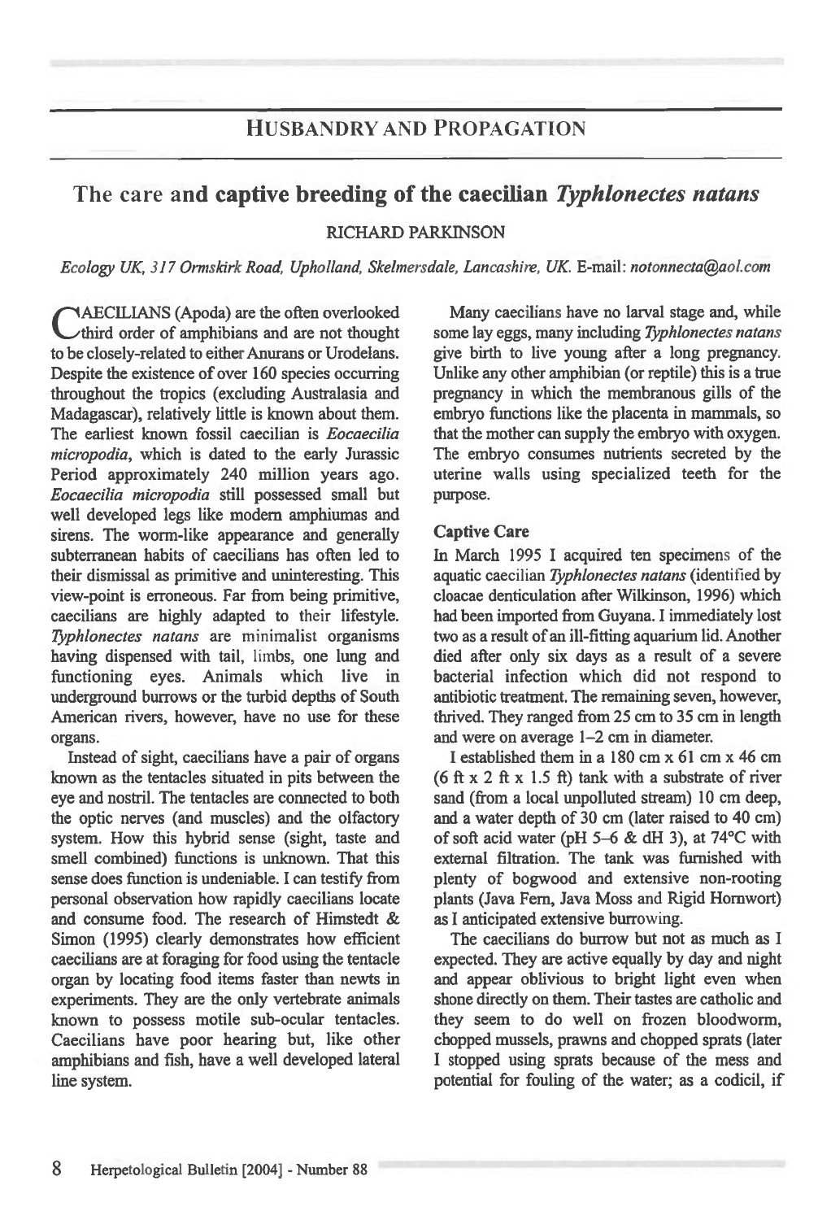## HUSBANDRY AND PROPAGATION

# The care and captive breeding of the caecilian *Typhlonectes natans*

RICHARD PARKINSON

*Ecology UK, 317 Ormskirk Road, Upholland, Skelmersdale, Lancashire, UK.* E-mail: *notonnecta@aol.com*

CAECILIANS (Apoda) are the often overlooked third order of amphibians and are not thought to be closely-related to either Anurans or Urodelans. Despite the existence of over 160 species occurring throughout the tropics (excluding Australasia and Madagascar), relatively little is known about them. The earliest known fossil caecilian is *Eocaecilia micropodia*, which is dated to the early Jurassic Period approximately 240 million years ago. *Eocaecilia micropodia* still possessed small but well developed legs like modern amphiumas and sirens. The worm-like appearance and generally subterranean habits of caecilians has often led to their dismissal as primitive and uninteresting. This view-point is erroneous. Far from being primitive, caecilians are highly adapted to their lifestyle. *Typhlonectes natans* are minimalist organisms having dispensed with tail, limbs, one lung and functioning eyes. Animals which live in underground burrows or the turbid depths of South American rivers, however, have no use for these organs.

Instead of sight, caecilians have a pair of organs known as the tentacles situated in pits between the eye and nostril. The tentacles are connected to both the optic nerves (and muscles) and the olfactory system. How this hybrid sense (sight, taste and smell combined) functions is unknown. That this sense does function is undeniable. I can testify from personal observation how rapidly caecilians locate and consume food. The research of Himstedt & Simon (1995) clearly demonstrates how efficient caecilians are at foraging for food using the tentacle organ by locating food items faster than newts in experiments. They are the only vertebrate animals known to possess motile sub-ocular tentacles. Caecilians have poor hearing but, like other amphibians and fish, have a well developed lateral line system.

Many caecilians have no larval stage and, while some lay eggs, many including *Typhlonectes natans* give birth to live young after a long pregnancy. Unlike any other amphibian (or reptile) this is a true pregnancy in which the membranous gills of the embryo functions like the placenta in mammals, so that the mother can supply the embryo with oxygen. The embryo consumes nutrients secreted by the uterine walls using specialized teeth for the purpose.

### Captive Care

In March 1995 I acquired ten specimens of the aquatic caecilian *Typhlonectes natans* (identified by cloacae denticulation after Wilkinson, 1996) which had been imported from Guyana. I immediately lost two as a result of an ill-fitting aquarium lid. Another died after only six days as a result of a severe bacterial infection which did not respond to antibiotic treatment. The remaining seven, however, thrived. They ranged from 25 cm to 35 cm in length and were on average 1–2 cm in diameter.

I established them in a 180 cm x 61 cm x 46 cm (6 ft x 2 ft x 1.5 ft) tank with a substrate of river sand (from a local unpolluted stream) 10 cm deep, and a water depth of 30 cm (later raised to 40 cm) of soft acid water (pH 5–6 & dH 3), at 74°C with external filtration. The tank was furnished with plenty of bogwood and extensive non-rooting plants (Java Fern, Java Moss and Rigid Hornwort) as I anticipated extensive burrowing.

The caecilians do burrow but not as much as I expected. They are active equally by day and night and appear oblivious to bright light even when shone directly on them. Their tastes are catholic and they seem to do well on frozen bloodworm, chopped mussels, prawns and chopped sprats (later I stopped using sprats because of the mess and potential for fouling of the water; as a codicil, if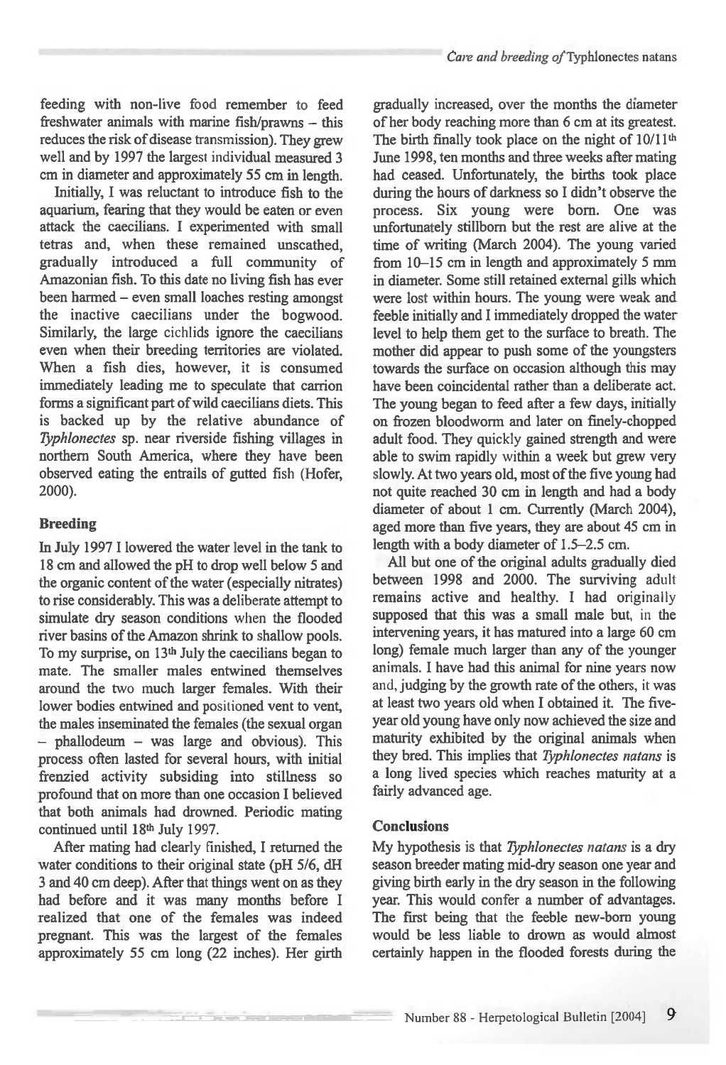feeding with non-live food remember to feed freshwater animals with marine fish/prawns – this reduces the risk of disease transmission). They grew well and by 1997 the largest individual measured 3 cm in diameter and approximately 55 cm in length.

Initially, I was reluctant to introduce fish to the aquarium, fearing that they would be eaten or even attack the caecilians. I experimented with small tetras and, when these remained unscathed, gradually introduced a full community of Amazonian fish. To this date no living fish has ever been harmed – even small loaches resting amongst the inactive caecilians under the bogwood. Similarly, the large cichlids ignore the caecilians even when their breeding territories are violated. When a fish dies, however, it is consumed immediately leading me to speculate that carrion forms a significant part of wild caecilians diets. This is backed up by the relative abundance of *Typhlonectes* sp. near riverside fishing villages in northern South America, where they have been observed eating the entrails of gutted fish (Hofer, 2000).

## Breeding

In July 1997 I lowered the water level in the tank to 18 cm and allowed the pH to drop well below 5 and the organic content of the water (especially nitrates) to rise considerably. This was a deliberate attempt to simulate dry season conditions when the flooded river basins of the Amazon shrink to shallow pools. To my surprise, on 13th July the caecilians began to mate. The smaller males entwined themselves around the two much larger females. With their lower bodies entwined and positioned vent to vent, the males inseminated the females (the sexual organ – phallodeum – was large and obvious). This process often lasted for several hours, with initial frenzied activity subsiding into stillness so profound that on more than one occasion I believed that both animals had drowned. Periodic mating continued until 18th July 1997.

After mating had clearly finished, I returned the water conditions to their original state (pH 5/6, dH 3 and 40 cm deep). After that things went on as they had before and it was many months before I realized that one of the females was indeed pregnant. This was the largest of the females approximately 55 cm long (22 inches). Her girth gradually increased, over the months the diameter of her body reaching more than 6 cm at its greatest. The birth finally took place on the night of 10/11th June 1998, ten months and three weeks after mating had ceased. Unfortunately, the births took place during the hours of darkness so I didn't observe the process. Six young were born. One was unfortunately stillborn but the rest are alive at the time of writing (March 2004). The young varied from 10–15 cm in length and approximately 5 mm in diameter. Some still retained external gills which were lost within hours. The young were weak and feeble initially and I immediately dropped the water level to help them get to the surface to breath. The mother did appear to push some of the youngsters towards the surface on occasion although this may have been coincidental rather than a deliberate act. The young began to feed after a few days, initially on frozen bloodworm and later on finely-chopped adult food. They quickly gained strength and were able to swim rapidly within a week but grew very slowly. At two years old, most of the five young had not quite reached 30 cm in length and had a body diameter of about 1 cm. Currently (March 2004), aged more than five years, they are about 45 cm in length with a body diameter of 1.5–2.5 cm.

All but one of the original adults gradually died between 1998 and 2000. The surviving adult remains active and healthy. I had originally supposed that this was a small male but, in the intervening years, it has matured into a large 60 cm long) female much larger than any of the younger animals. I have had this animal for nine years now and, judging by the growth rate of the others, it was at least two years old when I obtained it. The five-year old young have only now achieved the size and maturity exhibited by the original animals when they bred. This implies that *Typhlonectes natans* is a long lived species which reaches maturity at a fairly advanced age.

## Conclusions

My hypothesis is that *Typhlonectes natans* is a dry season breeder mating mid-dry season one year and giving birth early in the dry season in the following year. This would confer a number of advantages. The first being that the feeble new-born young would be less liable to drown as would almost certainly happen in the flooded forests during the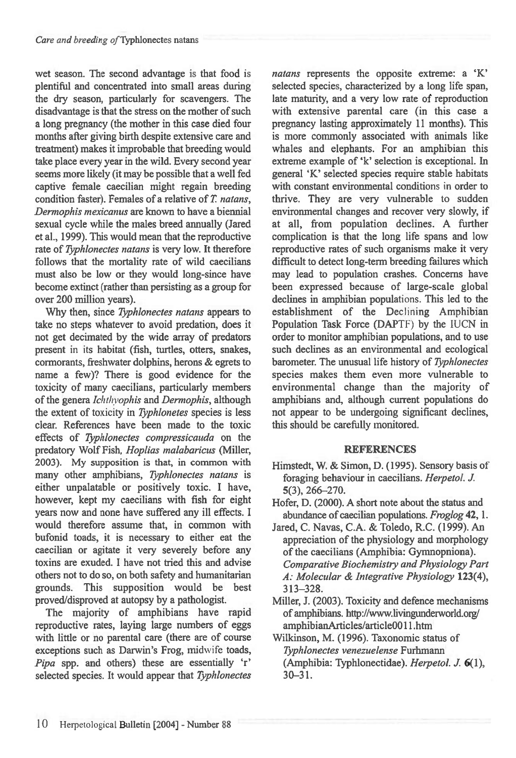wet season. The second advantage is that food is plentiful and concentrated into small areas during the dry season, particularly for scavengers. The disadvantage is that the stress on the mother of such a long pregnancy (the mother in this case died four months after giving birth despite extensive care and treatment) makes it improbable that breeding would take place every year in the wild. Every second year seems more likely (it may be possible that a well fed captive female caecilian might regain breeding condition faster). Females of a relative of *T. natans*, *Dermophis mexicanus* are known to have a biennial sexual cycle while the males breed annually (Jared et al., 1999). This would mean that the reproductive rate of *Typhlonectes natans* is very low. It therefore follows that the mortality rate of wild caecilians must also be low or they would long-since have become extinct (rather than persisting as a group for over 200 million years).

Why then, since *Typhlonectes natans* appears to take no steps whatever to avoid predation, does it not get decimated by the wide array of predators present in its habitat (fish, turtles, otters, snakes, cormorants, freshwater dolphins, herons & egrets to name a few)? There is good evidence for the toxicity of many caecilians, particularly members of the genera *Ichthyophis* and *Dermophis*, although the extent of toxicity in *Typhlonetes* species is less clear. References have been made to the toxic effects of *Typhlonectes compressicauda* on the predatory Wolf Fish, *Hoplias malabaricus* (Miller, 2003). My supposition is that, in common with many other amphibians, *Typhlonectes natans* is either unpalatable or positively toxic. I have, however, kept my caecilians with fish for eight years now and none have suffered any ill effects. I would therefore assume that, in common with bufonid toads, it is necessary to either eat the caecilian or agitate it very severely before any toxins are exuded. I have not tried this and advise others not to do so, on both safety and humanitarian grounds. This supposition would be best proved/disproved at autopsy by a pathologist.

The majority of amphibians have rapid reproductive rates, laying large numbers of eggs with little or no parental care (there are of course exceptions such as Darwin's Frog, midwife toads, *Pipa* spp. and others) these are essentially 'r' selected species. It would appear that *Typhlonectes natans* represents the opposite extreme: a 'K' selected species, characterized by a long life span, late maturity, and a very low rate of reproduction with extensive parental care (in this case a pregnancy lasting approximately 11 months). This is more commonly associated with animals like whales and elephants. For an amphibian this extreme example of 'k' selection is exceptional. In general 'K' selected species require stable habitats with constant environmental conditions in order to thrive. They are very vulnerable to sudden environmental changes and recover very slowly, if at all, from population declines. A further complication is that the long life spans and low reproductive rates of such organisms make it very difficult to detect long-term breeding failures which may lead to population crashes. Concerns have been expressed because of large-scale global declines in amphibian populations. This led to the establishment of the Declining Amphibian Population Task Force (DAPTF) by the IUCN in order to monitor amphibian populations, and to use such declines as an environmental and ecological barometer. The unusual life history of *Typhlonectes* species makes them even more vulnerable to environmental change than the majority of amphibians and, although current populations do not appear to be undergoing significant declines, this should be carefully monitored.

## REFERENCES

Himstedt, W. & Simon, D. (1995). Sensory basis of foraging behaviour in caecilians. *Herpetol. J.* 5(3), 266–270.

Hofer, D. (2000). A short note about the status and abundance of caecilian populations. *Froglog* **42**, 1.

Jared, C. Navas, C.A. & Toledo, R.C. (1999). An appreciation of the physiology and morphology of the caecilians (Amphibia: Gymnopniona). *Comparative Biochemistry and Physiology Part A: Molecular & Integrative Physiology* **123**(4), 313–328.

Miller, J. (2003). Toxicity and defence mechanisms of amphibians. http://www.livingunderworld.org/amphibianArticles/article0011.htm

Wilkinson, M. (1996). Taxonomic status of *Typhlonectes venezuelense* Furhmann (Amphibia: Typhlonectidae). *Herpetol. J.* **6**(1), 30–31.